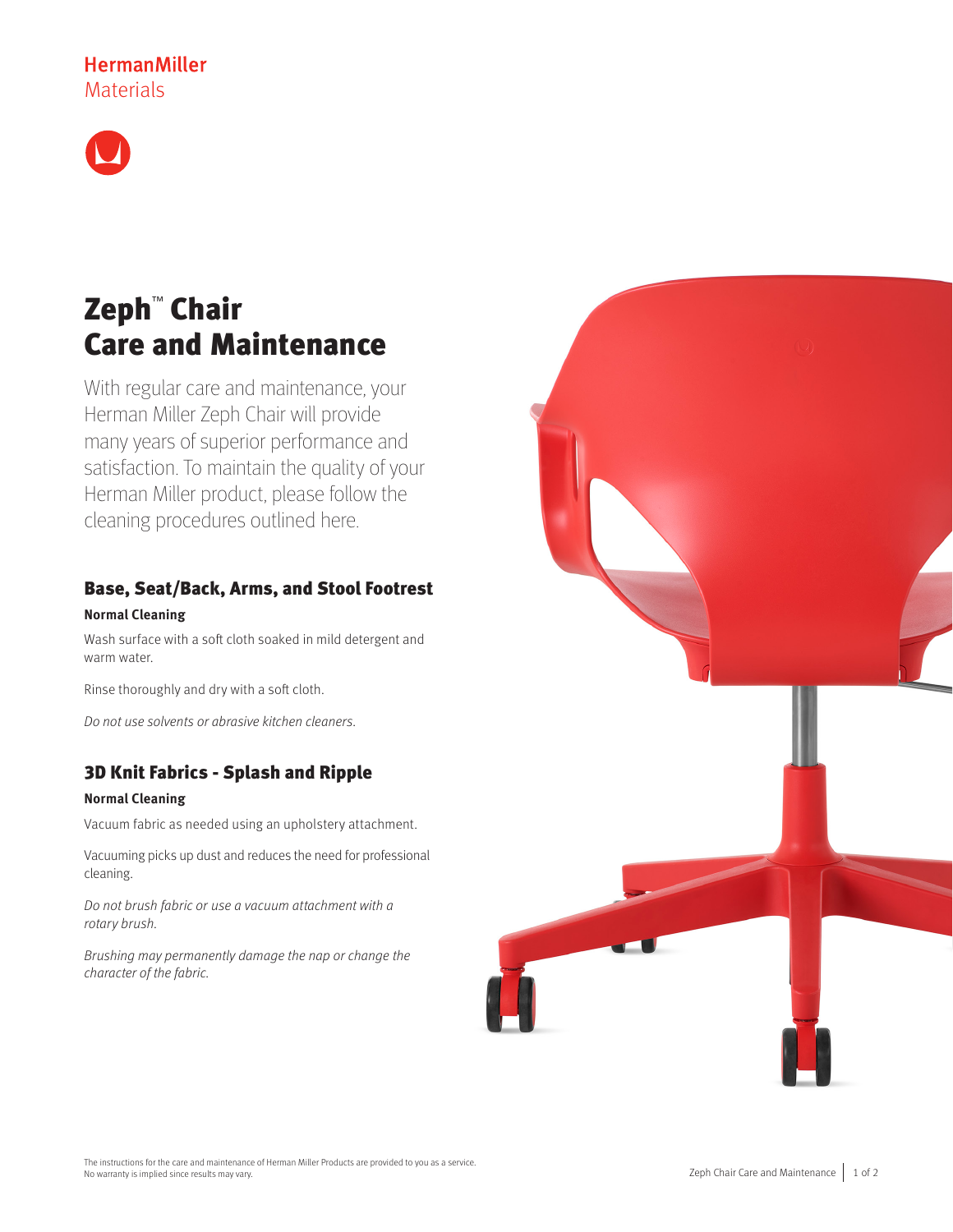HermanMiller
Materials

# Zeph™ Chair Care and Maintenance

With regular care and maintenance, your Herman Miller Zeph Chair will provide many years of superior performance and satisfaction. To maintain the quality of your Herman Miller product, please follow the cleaning procedures outlined here.

## Base, Seat/Back, Arms, and Stool Footrest

**Normal Cleaning**

Wash surface with a soft cloth soaked in mild detergent and warm water.

Rinse thoroughly and dry with a soft cloth.

*Do not use solvents or abrasive kitchen cleaners.*

## 3D Knit Fabrics - Splash and Ripple

**Normal Cleaning**

Vacuum fabric as needed using an upholstery attachment.

Vacuuming picks up dust and reduces the need for professional cleaning.

*Do not brush fabric or use a vacuum attachment with a rotary brush.*

*Brushing may permanently damage the nap or change the character of the fabric.*

The instructions for the care and maintenance of Herman Miller Products are provided to you as a service. No warranty is implied since results may vary.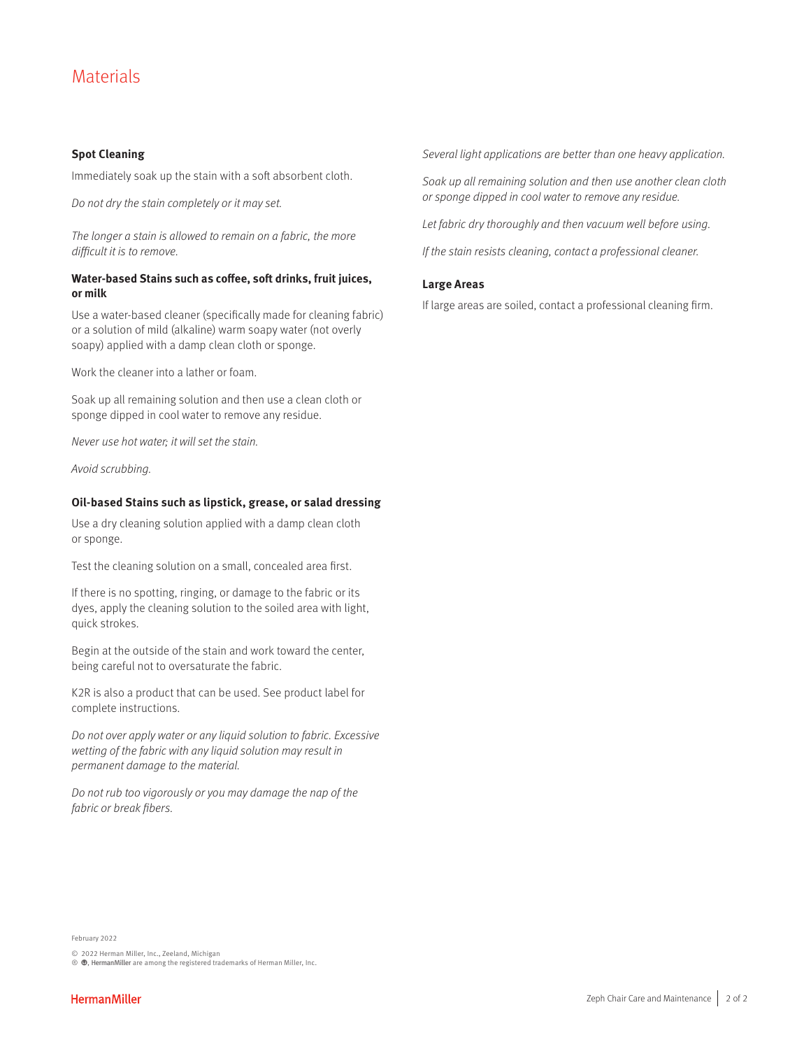## Materials

### Spot Cleaning

Immediately soak up the stain with a soft absorbent cloth.

*Do not dry the stain completely or it may set.*

*The longer a stain is allowed to remain on a fabric, the more difficult it is to remove.*

#### Water-based Stains such as coffee, soft drinks, fruit juices, or milk

Use a water-based cleaner (specifically made for cleaning fabric) or a solution of mild (alkaline) warm soapy water (not overly soapy) applied with a damp clean cloth or sponge.

Work the cleaner into a lather or foam.

Soak up all remaining solution and then use a clean cloth or sponge dipped in cool water to remove any residue.

*Never use hot water; it will set the stain.*

*Avoid scrubbing.*

#### Oil-based Stains such as lipstick, grease, or salad dressing

Use a dry cleaning solution applied with a damp clean cloth or sponge.

Test the cleaning solution on a small, concealed area first.

If there is no spotting, ringing, or damage to the fabric or its dyes, apply the cleaning solution to the soiled area with light, quick strokes.

Begin at the outside of the stain and work toward the center, being careful not to oversaturate the fabric.

K2R is also a product that can be used. See product label for complete instructions.

*Do not over apply water or any liquid solution to fabric. Excessive wetting of the fabric with any liquid solution may result in permanent damage to the material.*

*Do not rub too vigorously or you may damage the nap of the fabric or break fibers.*

*Several light applications are better than one heavy application.*

*Soak up all remaining solution and then use another clean cloth or sponge dipped in cool water to remove any residue.*

*Let fabric dry thoroughly and then vacuum well before using.*

*If the stain resists cleaning, contact a professional cleaner.*

### Large Areas

If large areas are soiled, contact a professional cleaning firm.

February 2022

© 2022 Herman Miller, Inc., Zeeland, Michigan
®, HermanMiller are among the registered trademarks of Herman Miller, Inc.